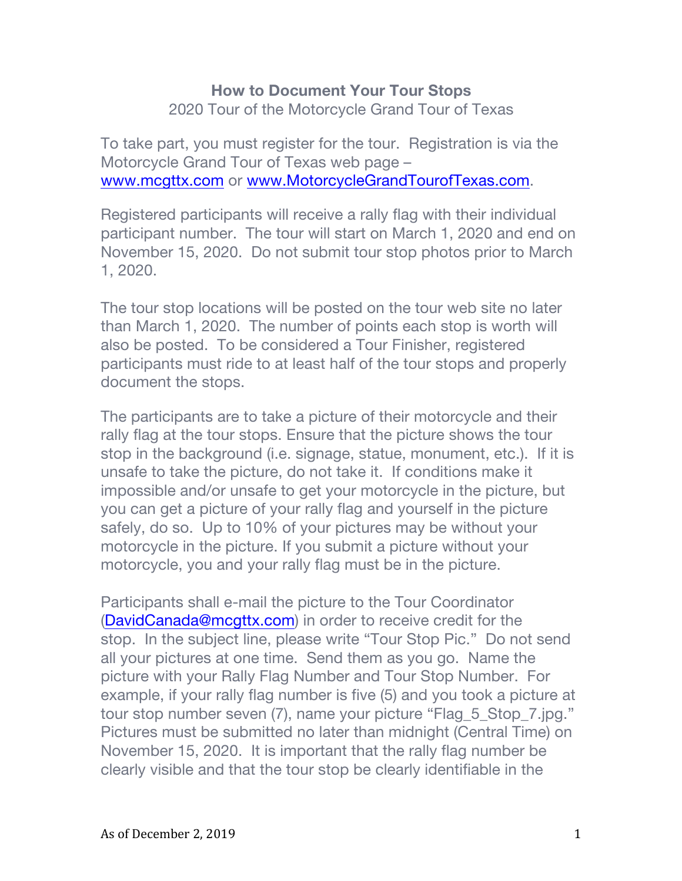## How to Document Your Tour Stops

2020 Tour of the Motorcycle Grand Tour of Texas

To take part, you must register for the tour. Registration is via the Motorcycle Grand Tour of Texas web page – www.mcgttx.com or www.MotorcycleGrandTourofTexas.com.

Registered participants will receive a rally flag with their individual participant number. The tour will start on March 1, 2020 and end on November 15, 2020. Do not submit tour stop photos prior to March 1, 2020.

The tour stop locations will be posted on the tour web site no later than March 1, 2020. The number of points each stop is worth will also be posted. To be considered a Tour Finisher, registered participants must ride to at least half of the tour stops and properly document the stops.

The participants are to take a picture of their motorcycle and their rally flag at the tour stops. Ensure that the picture shows the tour stop in the background (i.e. signage, statue, monument, etc.). If it is unsafe to take the picture, do not take it. If conditions make it impossible and/or unsafe to get your motorcycle in the picture, but you can get a picture of your rally flag and yourself in the picture safely, do so. Up to 10% of your pictures may be without your motorcycle in the picture. If you submit a picture without your motorcycle, you and your rally flag must be in the picture.

Participants shall e-mail the picture to the Tour Coordinator (DavidCanada@mcgttx.com) in order to receive credit for the stop. In the subject line, please write "Tour Stop Pic." Do not send all your pictures at one time. Send them as you go. Name the picture with your Rally Flag Number and Tour Stop Number. For example, if your rally flag number is five (5) and you took a picture at tour stop number seven (7), name your picture "Flag_5_Stop_7.jpg." Pictures must be submitted no later than midnight (Central Time) on November 15, 2020. It is important that the rally flag number be clearly visible and that the tour stop be clearly identifiable in the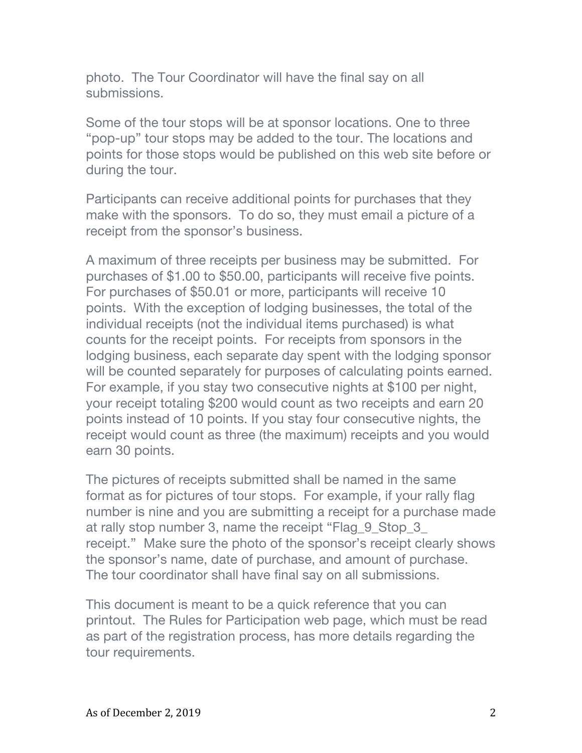photo. The Tour Coordinator will have the final say on all submissions.

Some of the tour stops will be at sponsor locations. One to three "pop-up" tour stops may be added to the tour. The locations and points for those stops would be published on this web site before or during the tour.

Participants can receive additional points for purchases that they make with the sponsors. To do so, they must email a picture of a receipt from the sponsor's business.

A maximum of three receipts per business may be submitted. For purchases of $1.00 to $50.00, participants will receive five points. For purchases of $50.01 or more, participants will receive 10 points. With the exception of lodging businesses, the total of the individual receipts (not the individual items purchased) is what counts for the receipt points. For receipts from sponsors in the lodging business, each separate day spent with the lodging sponsor will be counted separately for purposes of calculating points earned. For example, if you stay two consecutive nights at $100 per night, your receipt totaling $200 would count as two receipts and earn 20 points instead of 10 points. If you stay four consecutive nights, the receipt would count as three (the maximum) receipts and you would earn 30 points.

The pictures of receipts submitted shall be named in the same format as for pictures of tour stops. For example, if your rally flag number is nine and you are submitting a receipt for a purchase made at rally stop number 3, name the receipt "Flag_9_Stop_3_ receipt." Make sure the photo of the sponsor's receipt clearly shows the sponsor's name, date of purchase, and amount of purchase. The tour coordinator shall have final say on all submissions.

This document is meant to be a quick reference that you can printout. The Rules for Participation web page, which must be read as part of the registration process, has more details regarding the tour requirements.

As of December 2, 2019